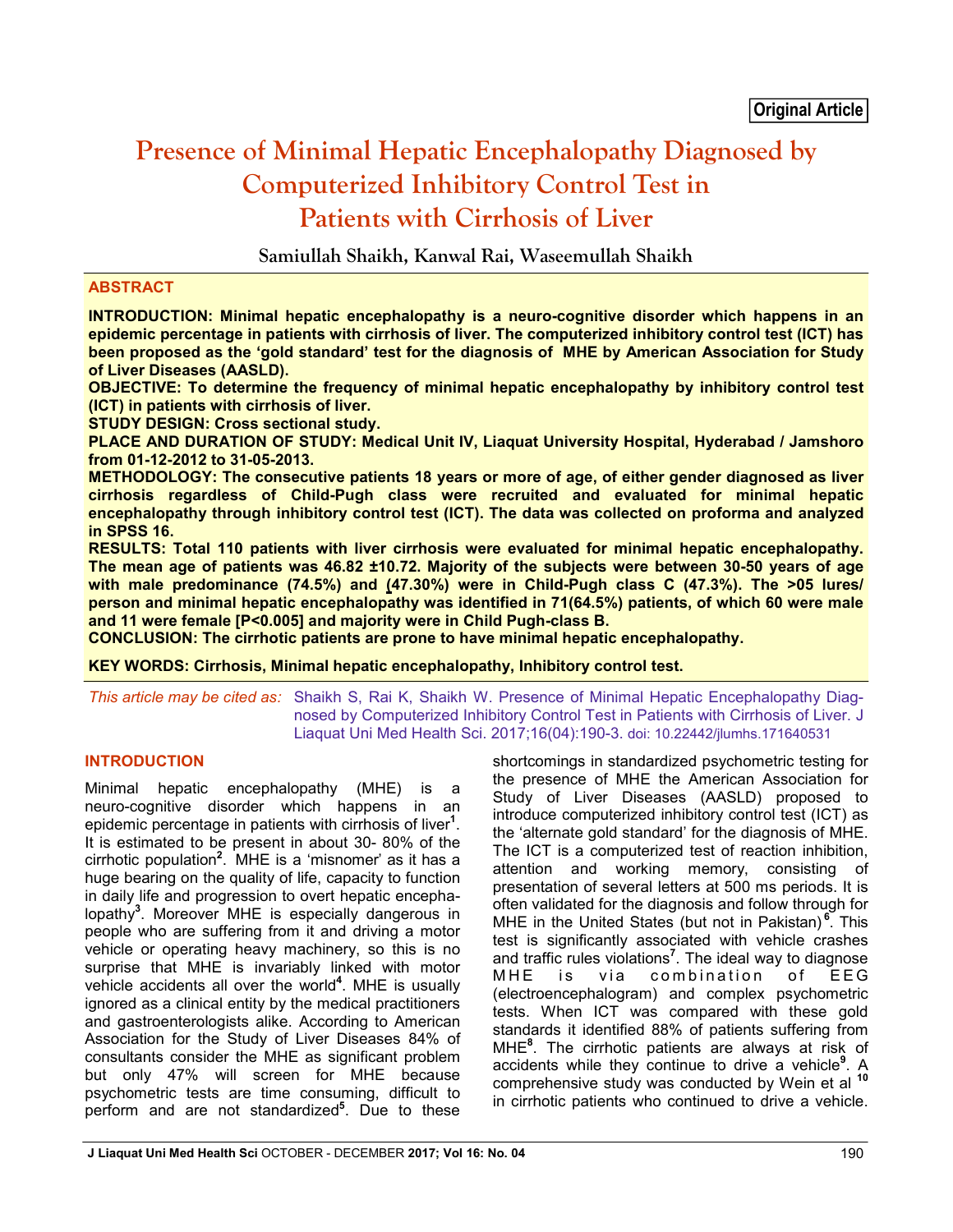Original Article

# Presence of Minimal Hepatic Encephalopathy Diagnosed by Computerized Inhibitory Control Test in Patients with Cirrhosis of Liver

**Samiullah Shaikh, Kanwal Rai, Waseemullah Shaikh**

## ABSTRACT

**INTRODUCTION: Minimal hepatic encephalopathy is a neuro-cognitive disorder which happens in an epidemic percentage in patients with cirrhosis of liver. The computerized inhibitory control test (ICT) has been proposed as the 'gold standard' test for the diagnosis of MHE by American Association for Study of Liver Diseases (AASLD).**

**OBJECTIVE: To determine the frequency of minimal hepatic encephalopathy by inhibitory control test (ICT) in patients with cirrhosis of liver.**

**STUDY DESIGN: Cross sectional study.**

**PLACE AND DURATION OF STUDY: Medical Unit IV, Liaquat University Hospital, Hyderabad / Jamshoro from 01-12-2012 to 31-05-2013.**

**METHODOLOGY: The consecutive patients 18 years or more of age, of either gender diagnosed as liver cirrhosis regardless of Child-Pugh class were recruited and evaluated for minimal hepatic encephalopathy through inhibitory control test (ICT). The data was collected on proforma and analyzed in SPSS 16.**

**RESULTS: Total 110 patients with liver cirrhosis were evaluated for minimal hepatic encephalopathy. The mean age of patients was 46.82 ±10.72. Majority of the subjects were between 30-50 years of age with male predominance (74.5%) and (47.30%) were in Child-Pugh class C (47.3%). The >05 lures/ person and minimal hepatic encephalopathy was identified in 71(64.5%) patients, of which 60 were male and 11 were female [P<0.005] and majority were in Child Pugh-class B.**

**CONCLUSION: The cirrhotic patients are prone to have minimal hepatic encephalopathy.**

**KEY WORDS: Cirrhosis, Minimal hepatic encephalopathy, Inhibitory control test.**

*This article may be cited as:* Shaikh S, Rai K, Shaikh W. Presence of Minimal Hepatic Encephalopathy Diagnosed by Computerized Inhibitory Control Test in Patients with Cirrhosis of Liver. J Liaquat Uni Med Health Sci. 2017;16(04):190-3. doi: 10.22442/jlumhs.171640531

## INTRODUCTION

Minimal hepatic encephalopathy (MHE) is a neuro-cognitive disorder which happens in an epidemic percentage in patients with cirrhosis of liver[1]. It is estimated to be present in about 30- 80% of the cirrhotic population[2]. MHE is a 'misnomer' as it has a huge bearing on the quality of life, capacity to function in daily life and progression to overt hepatic encephalopathy[3]. Moreover MHE is especially dangerous in people who are suffering from it and driving a motor vehicle or operating heavy machinery, so this is no surprise that MHE is invariably linked with motor vehicle accidents all over the world[4]. MHE is usually ignored as a clinical entity by the medical practitioners and gastroenterologists alike. According to American Association for the Study of Liver Diseases 84% of consultants consider the MHE as significant problem but only 47% will screen for MHE because psychometric tests are time consuming, difficult to perform and are not standardized[5]. Due to these shortcomings in standardized psychometric testing for the presence of MHE the American Association for Study of Liver Diseases (AASLD) proposed to introduce computerized inhibitory control test (ICT) as the 'alternate gold standard' for the diagnosis of MHE. The ICT is a computerized test of reaction inhibition, attention and working memory, consisting of presentation of several letters at 500 ms periods. It is often validated for the diagnosis and follow through for MHE in the United States (but not in Pakistan)[6]. This test is significantly associated with vehicle crashes and traffic rules violations[7]. The ideal way to diagnose MHE is via combination of EEG (electroencephalogram) and complex psychometric tests. When ICT was compared with these gold standards it identified 88% of patients suffering from MHE[8]. The cirrhotic patients are always at risk of accidents while they continue to drive a vehicle[9]. A comprehensive study was conducted by Wein et al [10] in cirrhotic patients who continued to drive a vehicle.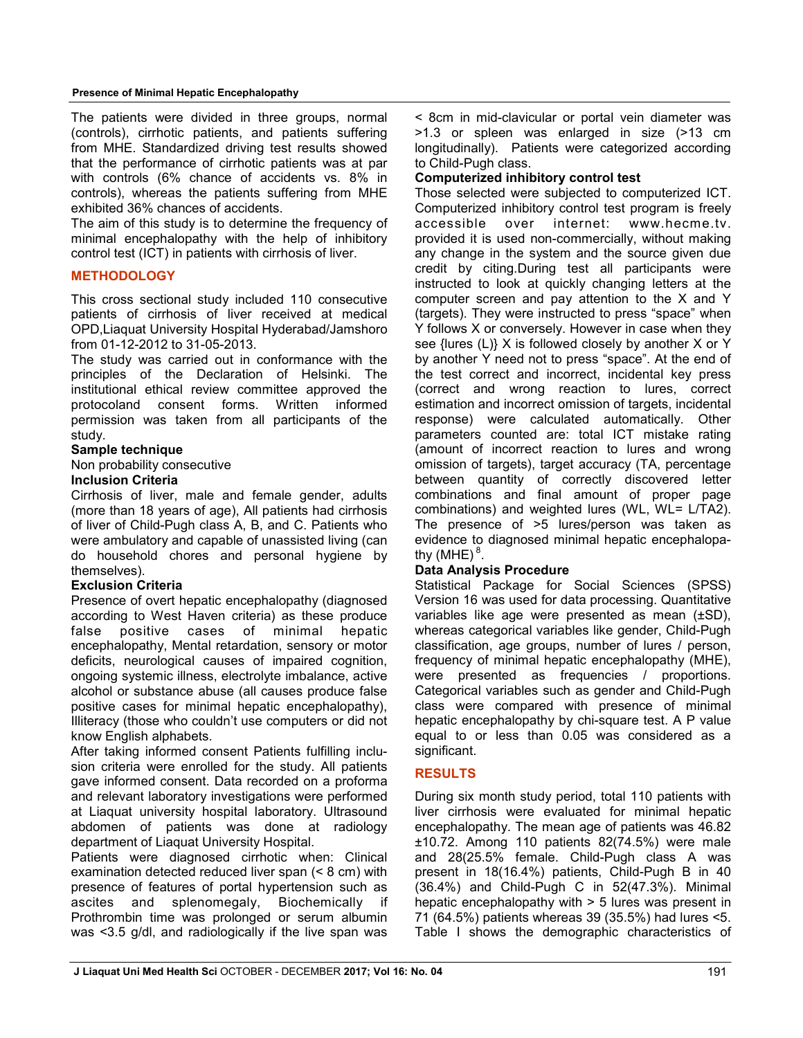The patients were divided in three groups, normal (controls), cirrhotic patients, and patients suffering from MHE. Standardized driving test results showed that the performance of cirrhotic patients was at par with controls (6% chance of accidents vs. 8% in controls), whereas the patients suffering from MHE exhibited 36% chances of accidents.

The aim of this study is to determine the frequency of minimal encephalopathy with the help of inhibitory control test (ICT) in patients with cirrhosis of liver.

## METHODOLOGY

This cross sectional study included 110 consecutive patients of cirrhosis of liver received at medical OPD,Liaquat University Hospital Hyderabad/Jamshoro from 01-12-2012 to 31-05-2013.

The study was carried out in conformance with the principles of the Declaration of Helsinki. The institutional ethical review committee approved the protocoland consent forms. Written informed permission was taken from all participants of the study.

### Sample technique

Non probability consecutive

### Inclusion Criteria

Cirrhosis of liver, male and female gender, adults (more than 18 years of age), All patients had cirrhosis of liver of Child-Pugh class A, B, and C. Patients who were ambulatory and capable of unassisted living (can do household chores and personal hygiene by themselves).

### Exclusion Criteria

Presence of overt hepatic encephalopathy (diagnosed according to West Haven criteria) as these produce false positive cases of minimal hepatic encephalopathy, Mental retardation, sensory or motor deficits, neurological causes of impaired cognition, ongoing systemic illness, electrolyte imbalance, active alcohol or substance abuse (all causes produce false positive cases for minimal hepatic encephalopathy), Illiteracy (those who couldn't use computers or did not know English alphabets.

After taking informed consent Patients fulfilling inclusion criteria were enrolled for the study. All patients gave informed consent. Data recorded on a proforma and relevant laboratory investigations were performed at Liaquat university hospital laboratory. Ultrasound abdomen of patients was done at radiology department of Liaquat University Hospital.

Patients were diagnosed cirrhotic when: Clinical examination detected reduced liver span (< 8 cm) with presence of features of portal hypertension such as ascites and splenomegaly, Biochemically if Prothrombin time was prolonged or serum albumin was <3.5 g/dl, and radiologically if the live span was < 8cm in mid-clavicular or portal vein diameter was >1.3 or spleen was enlarged in size (>13 cm longitudinally). Patients were categorized according to Child-Pugh class.

### Computerized inhibitory control test

Those selected were subjected to computerized ICT. Computerized inhibitory control test program is freely accessible over internet: www.hecme.tv. provided it is used non-commercially, without making any change in the system and the source given due credit by citing.During test all participants were instructed to look at quickly changing letters at the computer screen and pay attention to the X and Y (targets). They were instructed to press "space" when Y follows X or conversely. However in case when they see {lures (L)} X is followed closely by another X or Y by another Y need not to press "space". At the end of the test correct and incorrect, incidental key press (correct and wrong reaction to lures, correct estimation and incorrect omission of targets, incidental response) were calculated automatically. Other parameters counted are: total ICT mistake rating (amount of incorrect reaction to lures and wrong omission of targets), target accuracy (TA, percentage between quantity of correctly discovered letter combinations and final amount of proper page combinations) and weighted lures (WL, WL= L/TA2). The presence of >5 lures/person was taken as evidence to diagnosed minimal hepatic encephalopathy (MHE)[8].

### Data Analysis Procedure

Statistical Package for Social Sciences (SPSS) Version 16 was used for data processing. Quantitative variables like age were presented as mean (±SD), whereas categorical variables like gender, Child-Pugh classification, age groups, number of lures / person, frequency of minimal hepatic encephalopathy (MHE), were presented as frequencies / proportions. Categorical variables such as gender and Child-Pugh class were compared with presence of minimal hepatic encephalopathy by chi-square test. A P value equal to or less than 0.05 was considered as a significant.

## RESULTS

During six month study period, total 110 patients with liver cirrhosis were evaluated for minimal hepatic encephalopathy. The mean age of patients was 46.82 ±10.72. Among 110 patients 82(74.5%) were male and 28(25.5% female. Child-Pugh class A was present in 18(16.4%) patients, Child-Pugh B in 40 (36.4%) and Child-Pugh C in 52(47.3%). Minimal hepatic encephalopathy with > 5 lures was present in 71 (64.5%) patients whereas 39 (35.5%) had lures <5. Table I shows the demographic characteristics of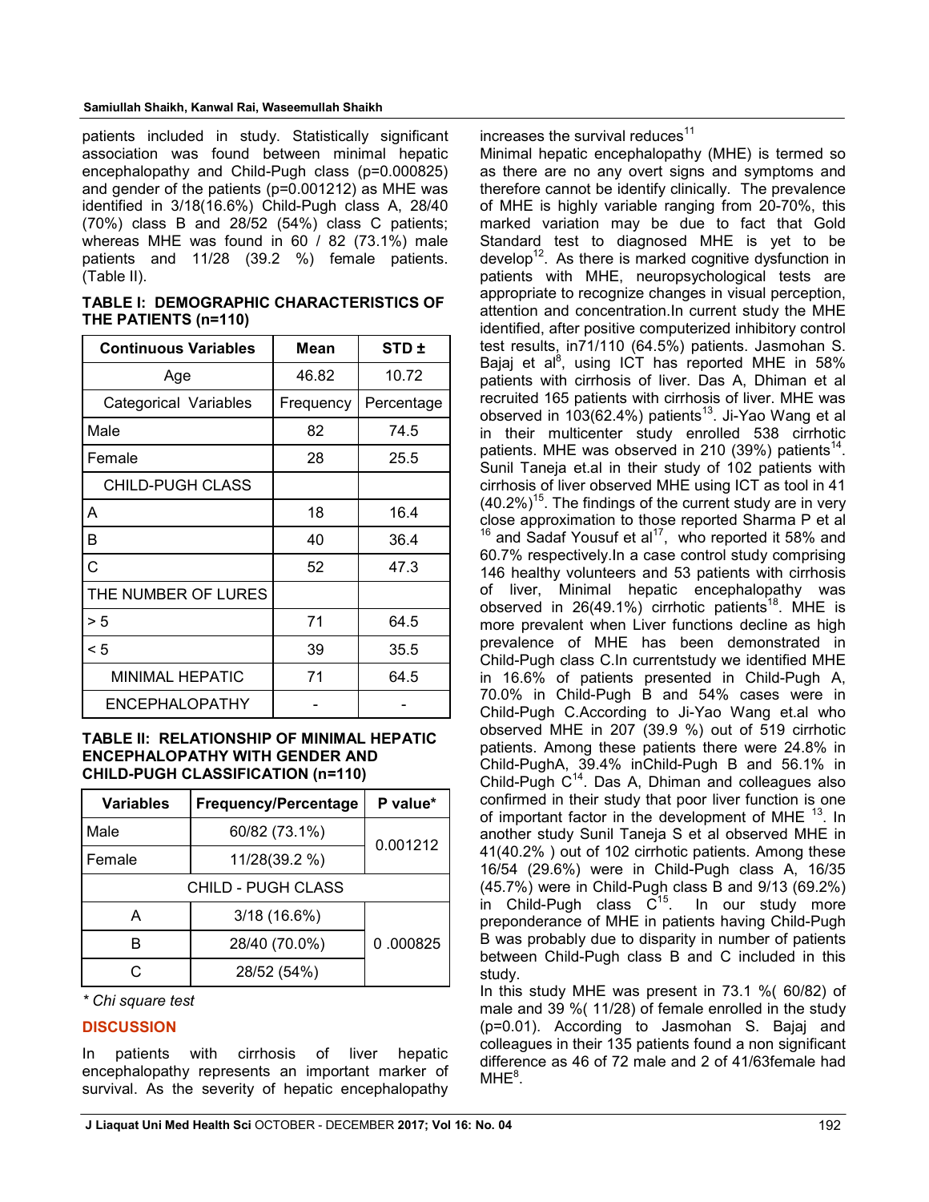patients included in study. Statistically significant association was found between minimal hepatic encephalopathy and Child-Pugh class (p=0.000825) and gender of the patients (p=0.001212) as MHE was identified in 3/18(16.6%) Child-Pugh class A, 28/40 (70%) class B and 28/52 (54%) class C patients; whereas MHE was found in 60 / 82 (73.1%) male patients and 11/28 (39.2 %) female patients. (Table II).

**TABLE I: DEMOGRAPHIC CHARACTERISTICS OF THE PATIENTS (n=110)**

| Continuous Variables | Mean | STD ± |
|---|---|---|
| Age | 46.82 | 10.72 |
| Categorical Variables | Frequency | Percentage |
| Male | 82 | 74.5 |
| Female | 28 | 25.5 |
| CHILD-PUGH CLASS | | |
| A | 18 | 16.4 |
| B | 40 | 36.4 |
| C | 52 | 47.3 |
| THE NUMBER OF LURES | | |
| > 5 | 71 | 64.5 |
| < 5 | 39 | 35.5 |
| MINIMAL HEPATIC | 71 | 64.5 |
| ENCEPHALOPATHY | - | - |

**TABLE II: RELATIONSHIP OF MINIMAL HEPATIC ENCEPHALOPATHY WITH GENDER AND CHILD-PUGH CLASSIFICATION (n=110)**

| Variables | Frequency/Percentage | P value* |
|---|---|---|
| Male | 60/82 (73.1%) | 0.001212 |
| Female | 11/28(39.2 %) | |
| CHILD - PUGH CLASS | | |
| A | 3/18 (16.6%) | 0 .000825 |
| B | 28/40 (70.0%) | |
| C | 28/52 (54%) | |

*\* Chi square test*

## DISCUSSION

In patients with cirrhosis of liver hepatic encephalopathy represents an important marker of survival. As the severity of hepatic encephalopathy increases the survival reduces[11]

Minimal hepatic encephalopathy (MHE) is termed so as there are no any overt signs and symptoms and therefore cannot be identify clinically. The prevalence of MHE is highly variable ranging from 20-70%, this marked variation may be due to fact that Gold Standard test to diagnosed MHE is yet to be develop[12]. As there is marked cognitive dysfunction in patients with MHE, neuropsychological tests are appropriate to recognize changes in visual perception, attention and concentration.In current study the MHE identified, after positive computerized inhibitory control test results, in71/110 (64.5%) patients. Jasmohan S. Bajaj et al[8], using ICT has reported MHE in 58% patients with cirrhosis of liver. Das A, Dhiman et al recruited 165 patients with cirrhosis of liver. MHE was observed in 103(62.4%) patients[13]. Ji-Yao Wang et al in their multicenter study enrolled 538 cirrhotic patients. MHE was observed in 210 (39%) patients[14]. Sunil Taneja et.al in their study of 102 patients with cirrhosis of liver observed MHE using ICT as tool in 41 (40.2%)[15]. The findings of the current study are in very close approximation to those reported Sharma P et al [16] and Sadaf Yousuf et al[17], who reported it 58% and 60.7% respectively.In a case control study comprising 146 healthy volunteers and 53 patients with cirrhosis of liver, Minimal hepatic encephalopathy was observed in 26(49.1%) cirrhotic patients[18]. MHE is more prevalent when Liver functions decline as high prevalence of MHE has been demonstrated in Child-Pugh class C.In currentstudy we identified MHE in 16.6% of patients presented in Child-Pugh A, 70.0% in Child-Pugh B and 54% cases were in Child-Pugh C.According to Ji-Yao Wang et.al who observed MHE in 207 (39.9 %) out of 519 cirrhotic patients. Among these patients there were 24.8% in Child-PughA, 39.4% inChild-Pugh B and 56.1% in Child-Pugh C[14]. Das A, Dhiman and colleagues also confirmed in their study that poor liver function is one of important factor in the development of MHE [13]. In another study Sunil Taneja S et al observed MHE in 41(40.2% ) out of 102 cirrhotic patients. Among these 16/54 (29.6%) were in Child-Pugh class A, 16/35 (45.7%) were in Child-Pugh class B and 9/13 (69.2%) in Child-Pugh class C[15]. In our study more preponderance of MHE in patients having Child-Pugh B was probably due to disparity in number of patients between Child-Pugh class B and C included in this study.

In this study MHE was present in 73.1 %( 60/82) of male and 39 %( 11/28) of female enrolled in the study (p=0.01). According to Jasmohan S. Bajaj and colleagues in their 135 patients found a non significant difference as 46 of 72 male and 2 of 41/63female had MHE[8].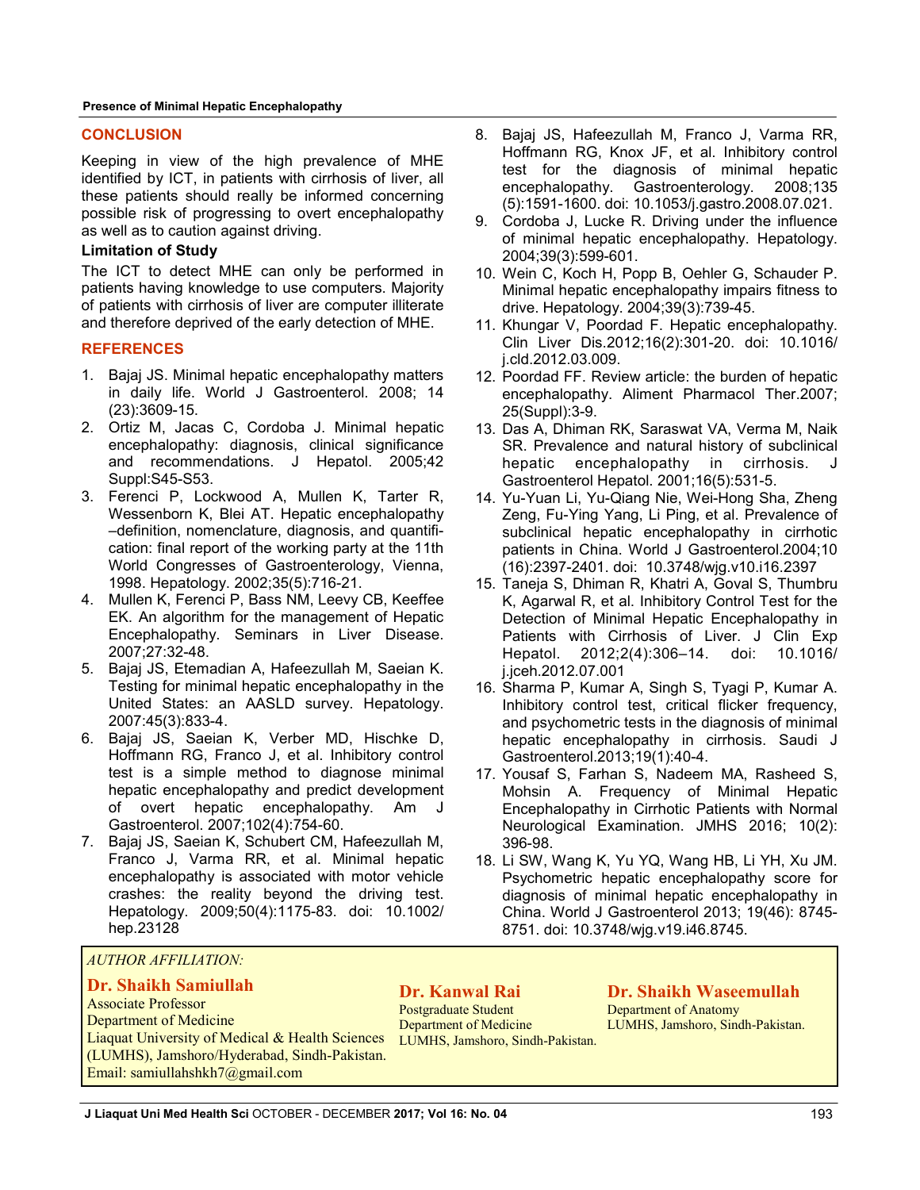## CONCLUSION

Keeping in view of the high prevalence of MHE identified by ICT, in patients with cirrhosis of liver, all these patients should really be informed concerning possible risk of progressing to overt encephalopathy as well as to caution against driving.

### Limitation of Study

The ICT to detect MHE can only be performed in patients having knowledge to use computers. Majority of patients with cirrhosis of liver are computer illiterate and therefore deprived of the early detection of MHE.

## REFERENCES

1. Bajaj JS. Minimal hepatic encephalopathy matters in daily life. World J Gastroenterol. 2008; 14 (23):3609-15.
2. Ortiz M, Jacas C, Cordoba J. Minimal hepatic encephalopathy: diagnosis, clinical significance and recommendations. J Hepatol. 2005;42 Suppl:S45-S53.
3. Ferenci P, Lockwood A, Mullen K, Tarter R, Wessenborn K, Blei AT. Hepatic encephalopathy –definition, nomenclature, diagnosis, and quantification: final report of the working party at the 11th World Congresses of Gastroenterology, Vienna, 1998. Hepatology. 2002;35(5):716-21.
4. Mullen K, Ferenci P, Bass NM, Leevy CB, Keeffee EK. An algorithm for the management of Hepatic Encephalopathy. Seminars in Liver Disease. 2007;27:32-48.
5. Bajaj JS, Etemadian A, Hafeezullah M, Saeian K. Testing for minimal hepatic encephalopathy in the United States: an AASLD survey. Hepatology. 2007:45(3):833-4.
6. Bajaj JS, Saeian K, Verber MD, Hischke D, Hoffmann RG, Franco J, et al. Inhibitory control test is a simple method to diagnose minimal hepatic encephalopathy and predict development of overt hepatic encephalopathy. Am J Gastroenterol. 2007;102(4):754-60.
7. Bajaj JS, Saeian K, Schubert CM, Hafeezullah M, Franco J, Varma RR, et al. Minimal hepatic encephalopathy is associated with motor vehicle crashes: the reality beyond the driving test. Hepatology. 2009;50(4):1175-83. doi: 10.1002/hep.23128
8. Bajaj JS, Hafeezullah M, Franco J, Varma RR, Hoffmann RG, Knox JF, et al. Inhibitory control test for the diagnosis of minimal hepatic encephalopathy. Gastroenterology. 2008;135 (5):1591-1600. doi: 10.1053/j.gastro.2008.07.021.
9. Cordoba J, Lucke R. Driving under the influence of minimal hepatic encephalopathy. Hepatology. 2004;39(3):599-601.
10. Wein C, Koch H, Popp B, Oehler G, Schauder P. Minimal hepatic encephalopathy impairs fitness to drive. Hepatology. 2004;39(3):739-45.
11. Khungar V, Poordad F. Hepatic encephalopathy. Clin Liver Dis.2012;16(2):301-20. doi: 10.1016/j.cld.2012.03.009.
12. Poordad FF. Review article: the burden of hepatic encephalopathy. Aliment Pharmacol Ther.2007; 25(Suppl):3-9.
13. Das A, Dhiman RK, Saraswat VA, Verma M, Naik SR. Prevalence and natural history of subclinical hepatic encephalopathy in cirrhosis. J Gastroenterol Hepatol. 2001;16(5):531-5.
14. Yu-Yuan Li, Yu-Qiang Nie, Wei-Hong Sha, Zheng Zeng, Fu-Ying Yang, Li Ping, et al. Prevalence of subclinical hepatic encephalopathy in cirrhotic patients in China. World J Gastroenterol.2004;10 (16):2397-2401. doi: 10.3748/wjg.v10.i16.2397
15. Taneja S, Dhiman R, Khatri A, Goval S, Thumbru K, Agarwal R, et al. Inhibitory Control Test for the Detection of Minimal Hepatic Encephalopathy in Patients with Cirrhosis of Liver. J Clin Exp Hepatol. 2012;2(4):306–14. doi: 10.1016/j.jceh.2012.07.001
16. Sharma P, Kumar A, Singh S, Tyagi P, Kumar A. Inhibitory control test, critical flicker frequency, and psychometric tests in the diagnosis of minimal hepatic encephalopathy in cirrhosis. Saudi J Gastroenterol.2013;19(1):40-4.
17. Yousaf S, Farhan S, Nadeem MA, Rasheed S, Mohsin A. Frequency of Minimal Hepatic Encephalopathy in Cirrhotic Patients with Normal Neurological Examination. JMHS 2016; 10(2): 396-98.
18. Li SW, Wang K, Yu YQ, Wang HB, Li YH, Xu JM. Psychometric hepatic encephalopathy score for diagnosis of minimal hepatic encephalopathy in China. World J Gastroenterol 2013; 19(46): 8745-8751. doi: 10.3748/wjg.v19.i46.8745.

*AUTHOR AFFILIATION:*

**Dr. Shaikh Samiullah**
Associate Professor
Department of Medicine
Liaquat University of Medical & Health Sciences (LUMHS), Jamshoro/Hyderabad, Sindh-Pakistan.
Email: samiullahshkh7@gmail.com

**Dr. Kanwal Rai**
Postgraduate Student
Department of Medicine
LUMHS, Jamshoro, Sindh-Pakistan.

**Dr. Shaikh Waseemullah**
Department of Anatomy
LUMHS, Jamshoro, Sindh-Pakistan.